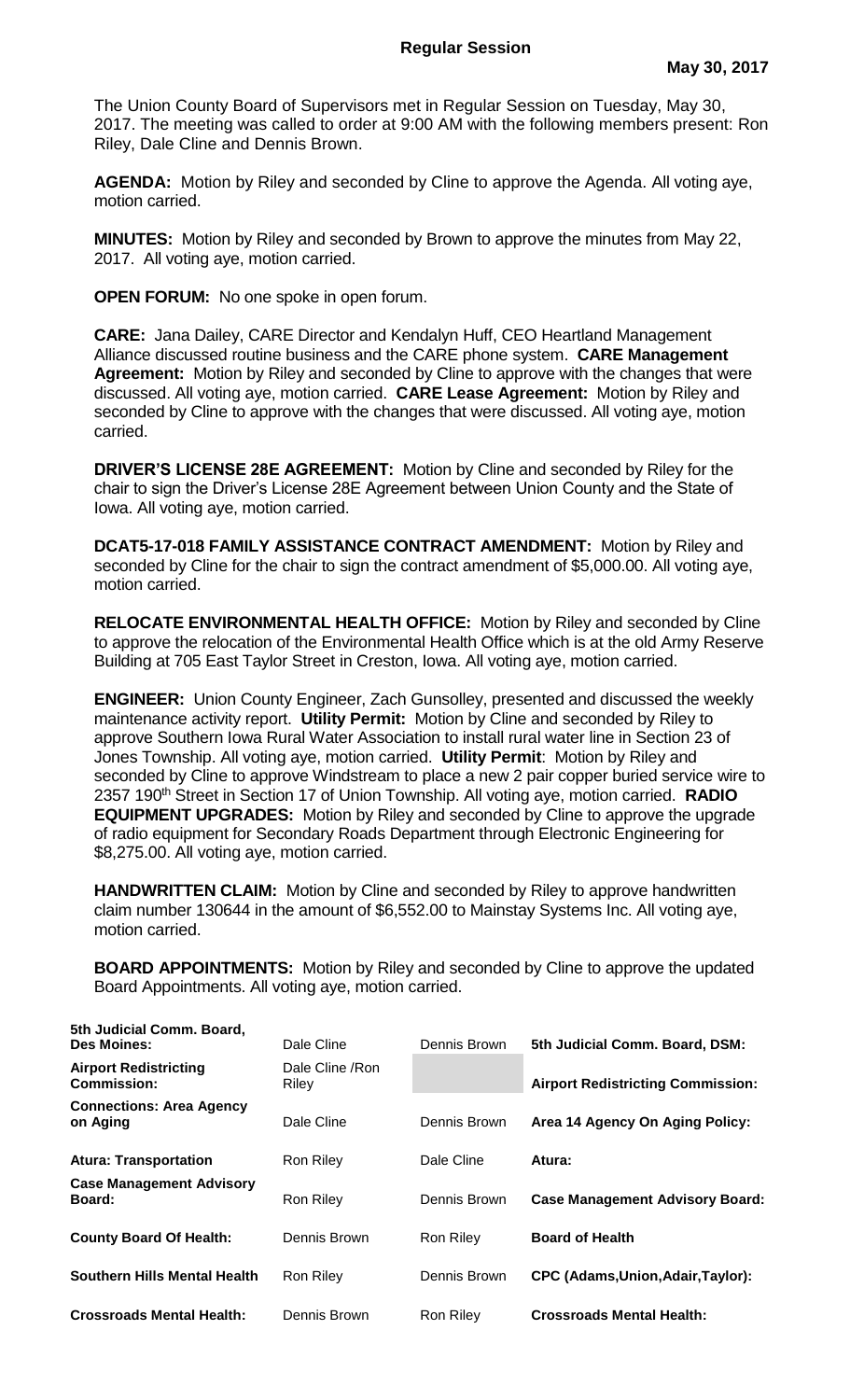# Regular Session

**May 30, 2017**

The Union County Board of Supervisors met in Regular Session on Tuesday, May 30, 2017. The meeting was called to order at 9:00 AM with the following members present: Ron Riley, Dale Cline and Dennis Brown.

**AGENDA:** Motion by Riley and seconded by Cline to approve the Agenda. All voting aye, motion carried.

**MINUTES:** Motion by Riley and seconded by Brown to approve the minutes from May 22, 2017. All voting aye, motion carried.

**OPEN FORUM:** No one spoke in open forum.

**CARE:** Jana Dailey, CARE Director and Kendalyn Huff, CEO Heartland Management Alliance discussed routine business and the CARE phone system. **CARE Management Agreement:** Motion by Riley and seconded by Cline to approve with the changes that were discussed. All voting aye, motion carried. **CARE Lease Agreement:** Motion by Riley and seconded by Cline to approve with the changes that were discussed. All voting aye, motion carried.

**DRIVER'S LICENSE 28E AGREEMENT:** Motion by Cline and seconded by Riley for the chair to sign the Driver's License 28E Agreement between Union County and the State of Iowa. All voting aye, motion carried.

**DCAT5-17-018 FAMILY ASSISTANCE CONTRACT AMENDMENT:** Motion by Riley and seconded by Cline for the chair to sign the contract amendment of $5,000.00. All voting aye, motion carried.

**RELOCATE ENVIRONMENTAL HEALTH OFFICE:** Motion by Riley and seconded by Cline to approve the relocation of the Environmental Health Office which is at the old Army Reserve Building at 705 East Taylor Street in Creston, Iowa. All voting aye, motion carried.

**ENGINEER:** Union County Engineer, Zach Gunsolley, presented and discussed the weekly maintenance activity report. **Utility Permit:** Motion by Cline and seconded by Riley to approve Southern Iowa Rural Water Association to install rural water line in Section 23 of Jones Township. All voting aye, motion carried. **Utility Permit**: Motion by Riley and seconded by Cline to approve Windstream to place a new 2 pair copper buried service wire to 2357 190th Street in Section 17 of Union Township. All voting aye, motion carried. **RADIO EQUIPMENT UPGRADES:** Motion by Riley and seconded by Cline to approve the upgrade of radio equipment for Secondary Roads Department through Electronic Engineering for $8,275.00. All voting aye, motion carried.

**HANDWRITTEN CLAIM:** Motion by Cline and seconded by Riley to approve handwritten claim number 130644 in the amount of $6,552.00 to Mainstay Systems Inc. All voting aye, motion carried.

**BOARD APPOINTMENTS:** Motion by Riley and seconded by Cline to approve the updated Board Appointments. All voting aye, motion carried.

| | | | |
|---|---|---|---|
| **5th Judicial Comm. Board, Des Moines:** | Dale Cline | Dennis Brown | **5th Judicial Comm. Board, DSM:** |
| **Airport Redistricting Commission:** | Dale Cline /Ron Riley | | **Airport Redistricting Commission:** |
| **Connections: Area Agency on Aging** | Dale Cline | Dennis Brown | **Area 14 Agency On Aging Policy:** |
| **Atura: Transportation** | Ron Riley | Dale Cline | **Atura:** |
| **Case Management Advisory Board:** | Ron Riley | Dennis Brown | **Case Management Advisory Board:** |
| **County Board Of Health:** | Dennis Brown | Ron Riley | **Board of Health** |
| **Southern Hills Mental Health** | Ron Riley | Dennis Brown | **CPC (Adams,Union,Adair,Taylor):** |
| **Crossroads Mental Health:** | Dennis Brown | Ron Riley | **Crossroads Mental Health:** |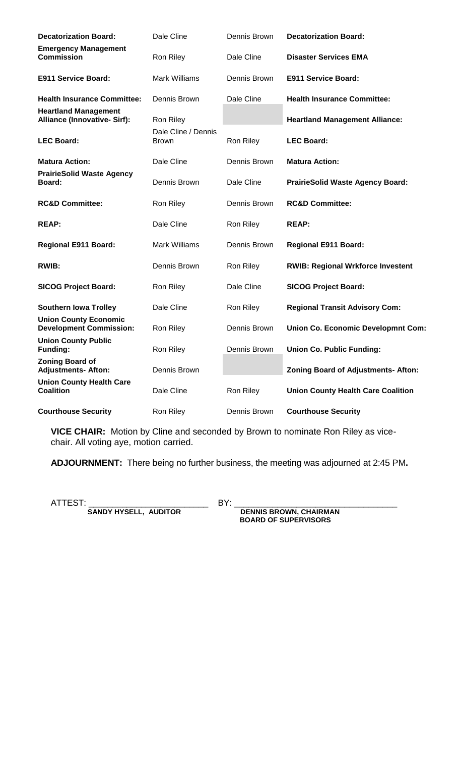| | | | |
|---|---|---|---|
| **Decatorization Board:** | Dale Cline | Dennis Brown | **Decatorization Board:** |
| **Emergency Management Commission** | Ron Riley | Dale Cline | **Disaster Services EMA** |
| **E911 Service Board:** | Mark Williams | Dennis Brown | **E911 Service Board:** |
| **Health Insurance Committee:** | Dennis Brown | Dale Cline | **Health Insurance Committee:** |
| **Heartland Management Alliance (Innovative- Sirf):** | Ron Riley | | **Heartland Management Alliance:** |
| **LEC Board:** | Dale Cline / Dennis Brown | Ron Riley | **LEC Board:** |
| **Matura Action:** | Dale Cline | Dennis Brown | **Matura Action:** |
| **PrairieSolid Waste Agency Board:** | Dennis Brown | Dale Cline | **PrairieSolid Waste Agency Board:** |
| **RC&D Committee:** | Ron Riley | Dennis Brown | **RC&D Committee:** |
| **REAP:** | Dale Cline | Ron Riley | **REAP:** |
| **Regional E911 Board:** | Mark Williams | Dennis Brown | **Regional E911 Board:** |
| **RWIB:** | Dennis Brown | Ron Riley | **RWIB: Regional Wrkforce Investent** |
| **SICOG Project Board:** | Ron Riley | Dale Cline | **SICOG Project Board:** |
| **Southern Iowa Trolley** | Dale Cline | Ron Riley | **Regional Transit Advisory Com:** |
| **Union County Economic Development Commission:** | Ron Riley | Dennis Brown | **Union Co. Economic Developmnt Com:** |
| **Union County Public Funding:** | Ron Riley | Dennis Brown | **Union Co. Public Funding:** |
| **Zoning Board of Adjustments- Afton:** | Dennis Brown | | **Zoning Board of Adjustments- Afton:** |
| **Union County Health Care Coalition** | Dale Cline | Ron Riley | **Union County Health Care Coalition** |
| **Courthouse Security** | Ron Riley | Dennis Brown | **Courthouse Security** |

**VICE CHAIR:** Motion by Cline and seconded by Brown to nominate Ron Riley as vice-chair. All voting aye, motion carried.

**ADJOURNMENT:** There being no further business, the meeting was adjourned at 2:45 PM**.**

ATTEST: ________________________ BY: ________________________________

**SANDY HYSELL, AUDITOR** **DENNIS BROWN, CHAIRMAN**
**BOARD OF SUPERVISORS**